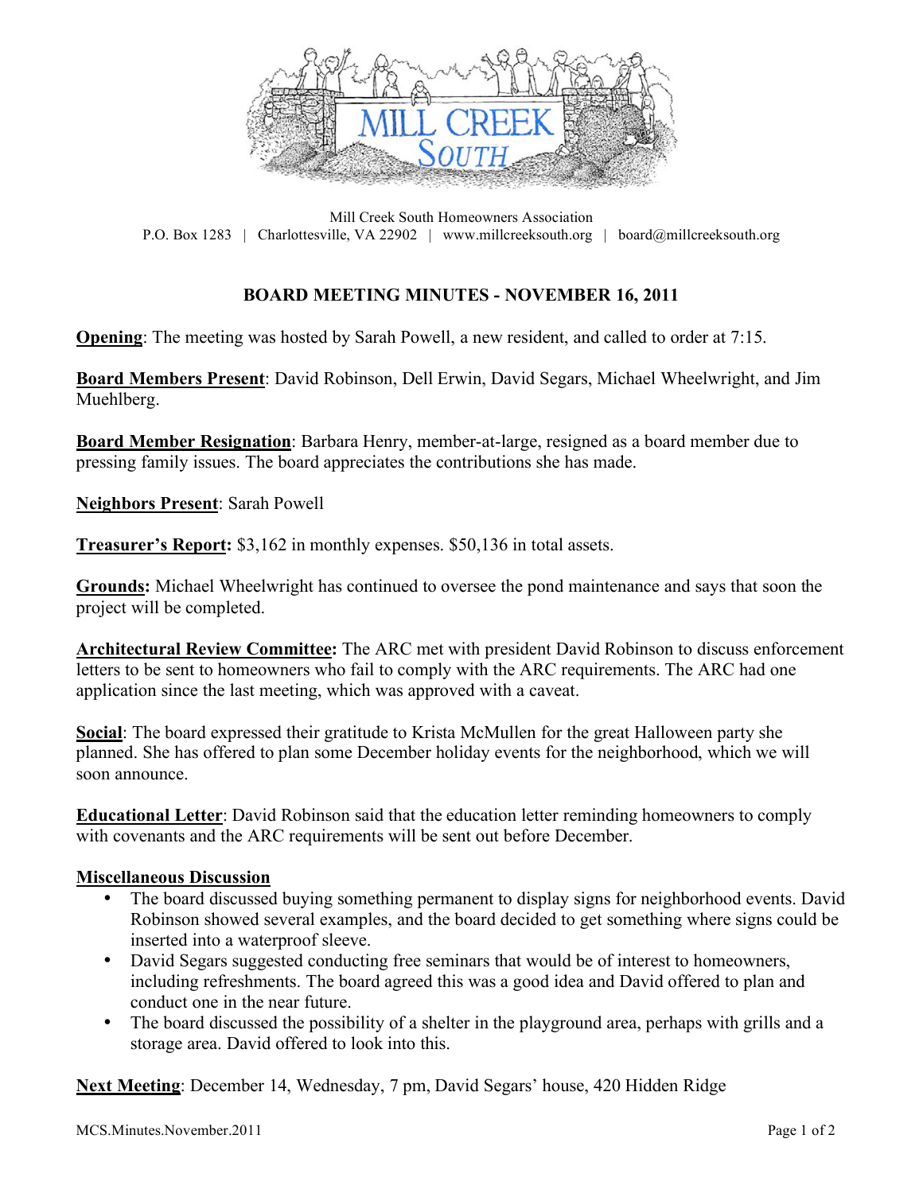Mill Creek South Homeowners Association
P.O. Box 1283 | Charlottesville, VA 22902 | www.millcreeksouth.org | board@millcreeksouth.org

## BOARD MEETING MINUTES - NOVEMBER 16, 2011

**Opening**: The meeting was hosted by Sarah Powell, a new resident, and called to order at 7:15.

**Board Members Present**: David Robinson, Dell Erwin, David Segars, Michael Wheelwright, and Jim Muehlberg.

**Board Member Resignation**: Barbara Henry, member-at-large, resigned as a board member due to pressing family issues. The board appreciates the contributions she has made.

**Neighbors Present**: Sarah Powell

**Treasurer's Report:** $3,162 in monthly expenses. $50,136 in total assets.

**Grounds:** Michael Wheelwright has continued to oversee the pond maintenance and says that soon the project will be completed.

**Architectural Review Committee:** The ARC met with president David Robinson to discuss enforcement letters to be sent to homeowners who fail to comply with the ARC requirements. The ARC had one application since the last meeting, which was approved with a caveat.

**Social**: The board expressed their gratitude to Krista McMullen for the great Halloween party she planned. She has offered to plan some December holiday events for the neighborhood, which we will soon announce.

**Educational Letter**: David Robinson said that the education letter reminding homeowners to comply with covenants and the ARC requirements will be sent out before December.

**Miscellaneous Discussion**

- The board discussed buying something permanent to display signs for neighborhood events. David Robinson showed several examples, and the board decided to get something where signs could be inserted into a waterproof sleeve.
- David Segars suggested conducting free seminars that would be of interest to homeowners, including refreshments. The board agreed this was a good idea and David offered to plan and conduct one in the near future.
- The board discussed the possibility of a shelter in the playground area, perhaps with grills and a storage area. David offered to look into this.

**Next Meeting**: December 14, Wednesday, 7 pm, David Segars' house, 420 Hidden Ridge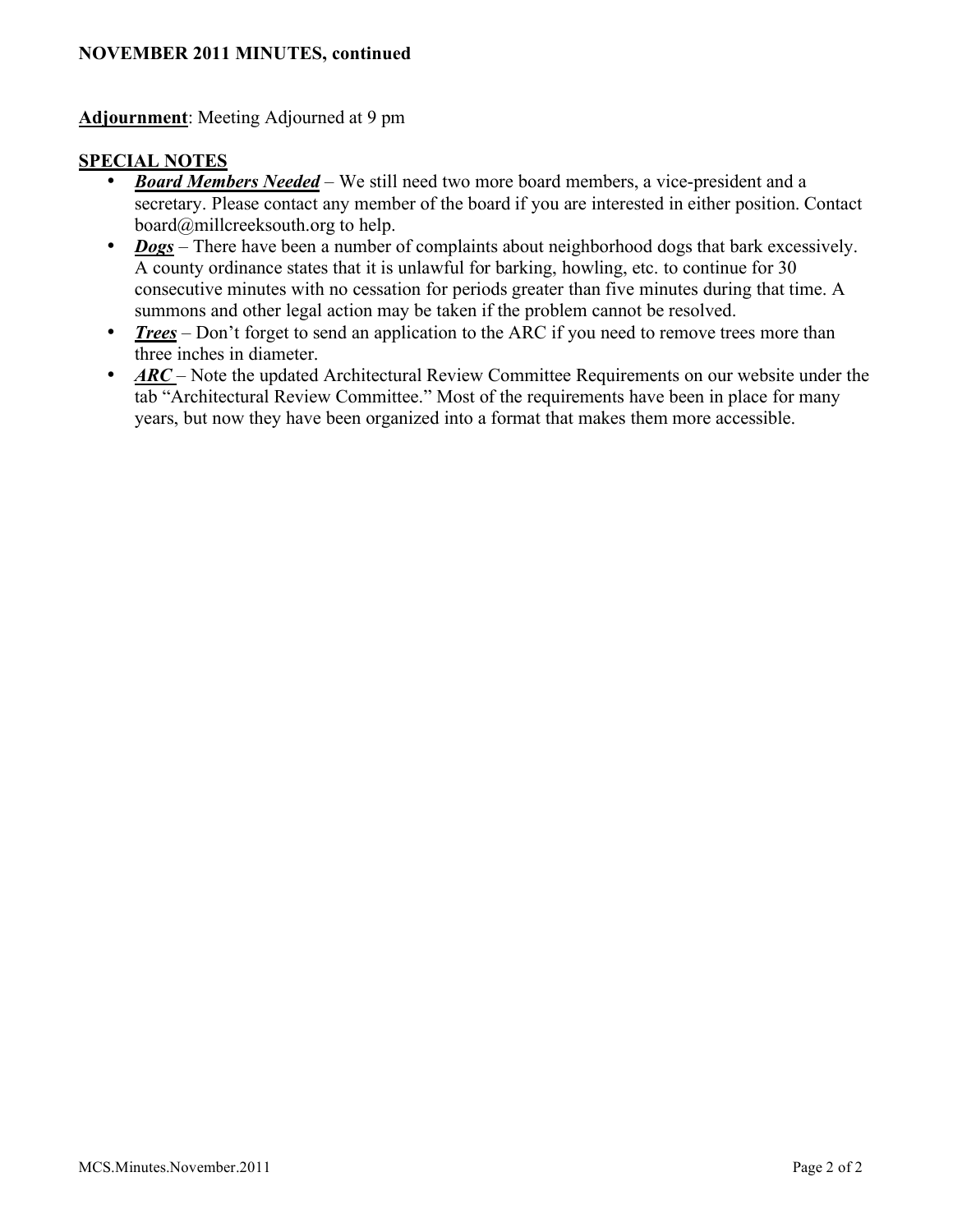**Adjournment**: Meeting Adjourned at 9 pm

**SPECIAL NOTES**

- ***Board Members Needed*** – We still need two more board members, a vice-president and a secretary. Please contact any member of the board if you are interested in either position. Contact board@millcreeksouth.org to help.
- ***Dogs*** – There have been a number of complaints about neighborhood dogs that bark excessively. A county ordinance states that it is unlawful for barking, howling, etc. to continue for 30 consecutive minutes with no cessation for periods greater than five minutes during that time. A summons and other legal action may be taken if the problem cannot be resolved.
- ***Trees*** – Don't forget to send an application to the ARC if you need to remove trees more than three inches in diameter.
- ***ARC*** – Note the updated Architectural Review Committee Requirements on our website under the tab "Architectural Review Committee." Most of the requirements have been in place for many years, but now they have been organized into a format that makes them more accessible.